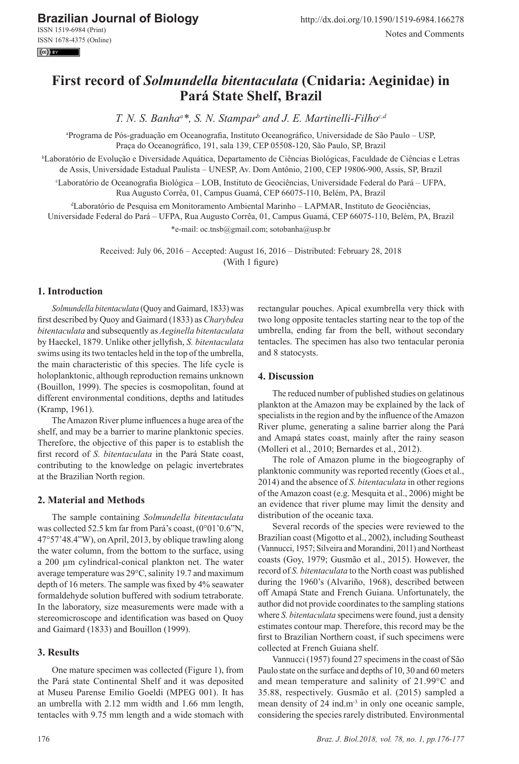# First record of *Solmundella bitentaculata* (Cnidaria: Aeginidae) in Pará State Shelf, Brazil

*T. N. S. Banha*[a]*, *S. N. Stampar*[b] and *J. E. Martinelli-Filho*[c,d]

[a]Programa de Pós-graduação em Oceanografia, Instituto Oceanográfico, Universidade de São Paulo – USP, Praça do Oceanográfico, 191, sala 139, CEP 05508-120, São Paulo, SP, Brazil

[b]Laboratório de Evolução e Diversidade Aquática, Departamento de Ciências Biológicas, Faculdade de Ciências e Letras de Assis, Universidade Estadual Paulista – UNESP, Av. Dom Antônio, 2100, CEP 19806-900, Assis, SP, Brazil

[c]Laboratório de Oceanografia Biológica – LOB, Instituto de Geociências, Universidade Federal do Pará – UFPA, Rua Augusto Corrêa, 01, Campus Guamá, CEP 66075-110, Belém, PA, Brazil

[d]Laboratório de Pesquisa em Monitoramento Ambiental Marinho – LAPMAR, Instituto de Geociências, Universidade Federal do Pará – UFPA, Rua Augusto Corrêa, 01, Campus Guamá, CEP 66075-110, Belém, PA, Brazil

*e-mail: oc.tnsb@gmail.com; sotobanha@usp.br

Received: July 06, 2016 – Accepted: August 16, 2016 – Distributed: February 28, 2018
(With 1 figure)

## 1. Introduction

*Solmundella bitentaculata* (Quoy and Gaimard, 1833) was first described by Quoy and Gaimard (1833) as *Charybdea bitentaculata* and subsequently as *Aeginella bitentaculata* by Haeckel, 1879. Unlike other jellyfish, *S. bitentaculata* swims using its two tentacles held in the top of the umbrella, the main characteristic of this species. The life cycle is holoplanktonic, although reproduction remains unknown (Bouillon, 1999). The species is cosmopolitan, found at different environmental conditions, depths and latitudes (Kramp, 1961).

The Amazon River plume influences a huge area of the shelf, and may be a barrier to marine planktonic species. Therefore, the objective of this paper is to establish the first record of *S. bitentaculata* in the Pará State coast, contributing to the knowledge on pelagic invertebrates at the Brazilian North region.

## 2. Material and Methods

The sample containing *Solmundella bitentaculata* was collected 52.5 km far from Pará's coast, (0°01'0.6"N, 47°57'48.4"W), on April, 2013, by oblique trawling along the water column, from the bottom to the surface, using a 200 µm cylindrical-conical plankton net. The water average temperature was 29°C, salinity 19.7 and maximum depth of 16 meters. The sample was fixed by 4% seawater formaldehyde solution buffered with sodium tetraborate. In the laboratory, size measurements were made with a stereomicroscope and identification was based on Quoy and Gaimard (1833) and Bouillon (1999).

## 3. Results

One mature specimen was collected (Figure 1), from the Pará state Continental Shelf and it was deposited at Museu Parense Emilío Goeldi (MPEG 001). It has an umbrella with 2.12 mm width and 1.66 mm length, tentacles with 9.75 mm length and a wide stomach with rectangular pouches. Apical exumbrella very thick with two long opposite tentacles starting near to the top of the umbrella, ending far from the bell, without secondary tentacles. The specimen has also two tentacular peronia and 8 statocysts.

## 4. Discussion

The reduced number of published studies on gelatinous plankton at the Amazon may be explained by the lack of specialists in the region and by the influence of the Amazon River plume, generating a saline barrier along the Pará and Amapá states coast, mainly after the rainy season (Molleri et al., 2010; Bernardes et al., 2012).

The role of Amazon plume in the biogeography of planktonic community was reported recently (Goes et al., 2014) and the absence of *S. bitentaculata* in other regions of the Amazon coast (e.g. Mesquita et al., 2006) might be an evidence that river plume may limit the density and distribution of the oceanic taxa.

Several records of the species were reviewed to the Brazilian coast (Migotto et al., 2002), including Southeast (Vannucci, 1957; Silveira and Morandini, 2011) and Northeast coasts (Goy, 1979; Gusmão et al., 2015). However, the record of *S. bitentaculata* to the North coast was published during the 1960's (Alvariño, 1968), described between off Amapá State and French Guiana. Unfortunately, the author did not provide coordinates to the sampling stations where *S. bitentaculata* specimens were found, just a density estimates contour map. Therefore, this record may be the first to Brazilian Northern coast, if such specimens were collected at French Guiana shelf.

Vannucci (1957) found 27 specimens in the coast of São Paulo state on the surface and depths of 10, 30 and 60 meters and mean temperature and salinity of 21.99°C and 35.88, respectively. Gusmão et al. (2015) sampled a mean density of 24 ind.m$^{-3}$ in only one oceanic sample, considering the species rarely distributed. Environmental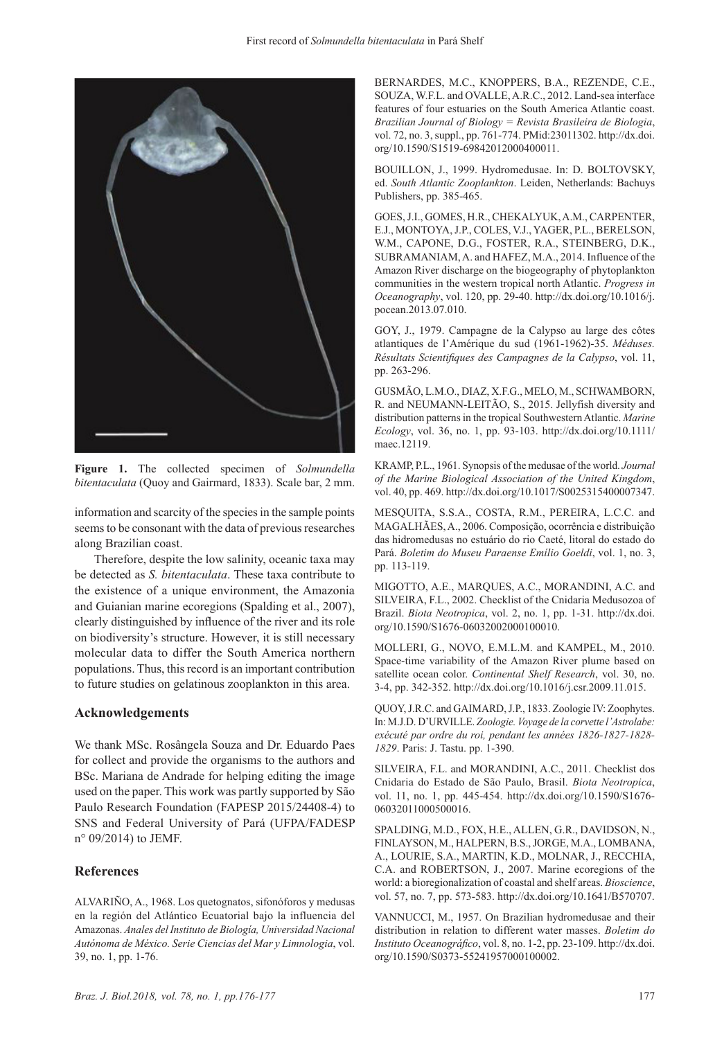**Figure 1.** The collected specimen of *Solmundella bitentaculata* (Quoy and Gairmard, 1833). Scale bar, 2 mm.

information and scarcity of the species in the sample points seems to be consonant with the data of previous researches along Brazilian coast.

Therefore, despite the low salinity, oceanic taxa may be detected as *S. bitentaculata*. These taxa contribute to the existence of a unique environment, the Amazonia and Guianian marine ecoregions (Spalding et al., 2007), clearly distinguished by influence of the river and its role on biodiversity's structure. However, it is still necessary molecular data to differ the South America northern populations. Thus, this record is an important contribution to future studies on gelatinous zooplankton in this area.

## Acknowledgements

We thank MSc. Rosângela Souza and Dr. Eduardo Paes for collect and provide the organisms to the authors and BSc. Mariana de Andrade for helping editing the image used on the paper. This work was partly supported by São Paulo Research Foundation (FAPESP 2015/24408-4) to SNS and Federal University of Pará (UFPA/FADESP n° 09/2014) to JEMF.

## References

ALVARIÑO, A., 1968. Los quetognatos, sifonóforos y medusas en la región del Atlántico Ecuatorial bajo la influencia del Amazonas. *Anales del Instituto de Biología, Universidad Nacional Autónoma de México. Serie Ciencias del Mar y Limnologia*, vol. 39, no. 1, pp. 1-76.

BERNARDES, M.C., KNOPPERS, B.A., REZENDE, C.E., SOUZA, W.F.L. and OVALLE, A.R.C., 2012. Land-sea interface features of four estuaries on the South America Atlantic coast. *Brazilian Journal of Biology = Revista Brasileira de Biologia*, vol. 72, no. 3, suppl., pp. 761-774. PMid:23011302. http://dx.doi.org/10.1590/S1519-69842012000400011.

BOUILLON, J., 1999. Hydromedusae. In: D. BOLTOVSKY, ed. *South Atlantic Zooplankton*. Leiden, Netherlands: Bachuys Publishers, pp. 385-465.

GOES, J.I., GOMES, H.R., CHEKALYUK, A.M., CARPENTER, E.J., MONTOYA, J.P., COLES, V.J., YAGER, P.L., BERELSON, W.M., CAPONE, D.G., FOSTER, R.A., STEINBERG, D.K., SUBRAMANIAM, A. and HAFEZ, M.A., 2014. Influence of the Amazon River discharge on the biogeography of phytoplankton communities in the western tropical north Atlantic. *Progress in Oceanography*, vol. 120, pp. 29-40. http://dx.doi.org/10.1016/j.pocean.2013.07.010.

GOY, J., 1979. Campagne de la Calypso au large des côtes atlantiques de l'Amérique du sud (1961-1962)-35. *Méduses. Résultats Scientifiques des Campagnes de la Calypso*, vol. 11, pp. 263-296.

GUSMÃO, L.M.O., DIAZ, X.F.G., MELO, M., SCHWAMBORN, R. and NEUMANN-LEITÃO, S., 2015. Jellyfish diversity and distribution patterns in the tropical Southwestern Atlantic. *Marine Ecology*, vol. 36, no. 1, pp. 93-103. http://dx.doi.org/10.1111/maec.12119.

KRAMP, P.L., 1961. Synopsis of the medusae of the world. *Journal of the Marine Biological Association of the United Kingdom*, vol. 40, pp. 469. http://dx.doi.org/10.1017/S0025315400007347.

MESQUITA, S.S.A., COSTA, R.M., PEREIRA, L.C.C. and MAGALHÃES, A., 2006. Composição, ocorrência e distribuição das hidromedusas no estuário do rio Caeté, litoral do estado do Pará. *Boletim do Museu Paraense Emílio Goeldi*, vol. 1, no. 3, pp. 113-119.

MIGOTTO, A.E., MARQUES, A.C., MORANDINI, A.C. and SILVEIRA, F.L., 2002. Checklist of the Cnidaria Medusozoa of Brazil. *Biota Neotropica*, vol. 2, no. 1, pp. 1-31. http://dx.doi.org/10.1590/S1676-06032002000100010.

MOLLERI, G., NOVO, E.M.L.M. and KAMPEL, M., 2010. Space-time variability of the Amazon River plume based on satellite ocean color. *Continental Shelf Research*, vol. 30, no. 3-4, pp. 342-352. http://dx.doi.org/10.1016/j.csr.2009.11.015.

QUOY, J.R.C. and GAIMARD, J.P., 1833. Zoologie IV: Zoophytes. In: M.J.D. D'URVILLE. *Zoologie. Voyage de la corvette l'Astrolabe: exécuté par ordre du roi, pendant les années 1826-1827-1828-1829*. Paris: J. Tastu. pp. 1-390.

SILVEIRA, F.L. and MORANDINI, A.C., 2011. Checklist dos Cnidaria do Estado de São Paulo, Brasil. *Biota Neotropica*, vol. 11, no. 1, pp. 445-454. http://dx.doi.org/10.1590/S1676-06032011000500016.

SPALDING, M.D., FOX, H.E., ALLEN, G.R., DAVIDSON, N., FINLAYSON, M., HALPERN, B.S., JORGE, M.A., LOMBANA, A., LOURIE, S.A., MARTIN, K.D., MOLNAR, J., RECCHIA, C.A. and ROBERTSON, J., 2007. Marine ecoregions of the world: a bioregionalization of coastal and shelf areas. *Bioscience*, vol. 57, no. 7, pp. 573-583. http://dx.doi.org/10.1641/B570707.

VANNUCCI, M., 1957. On Brazilian hydromedusae and their distribution in relation to different water masses. *Boletim do Instituto Oceanográfico*, vol. 8, no. 1-2, pp. 23-109. http://dx.doi.org/10.1590/S0373-55241957000100002.